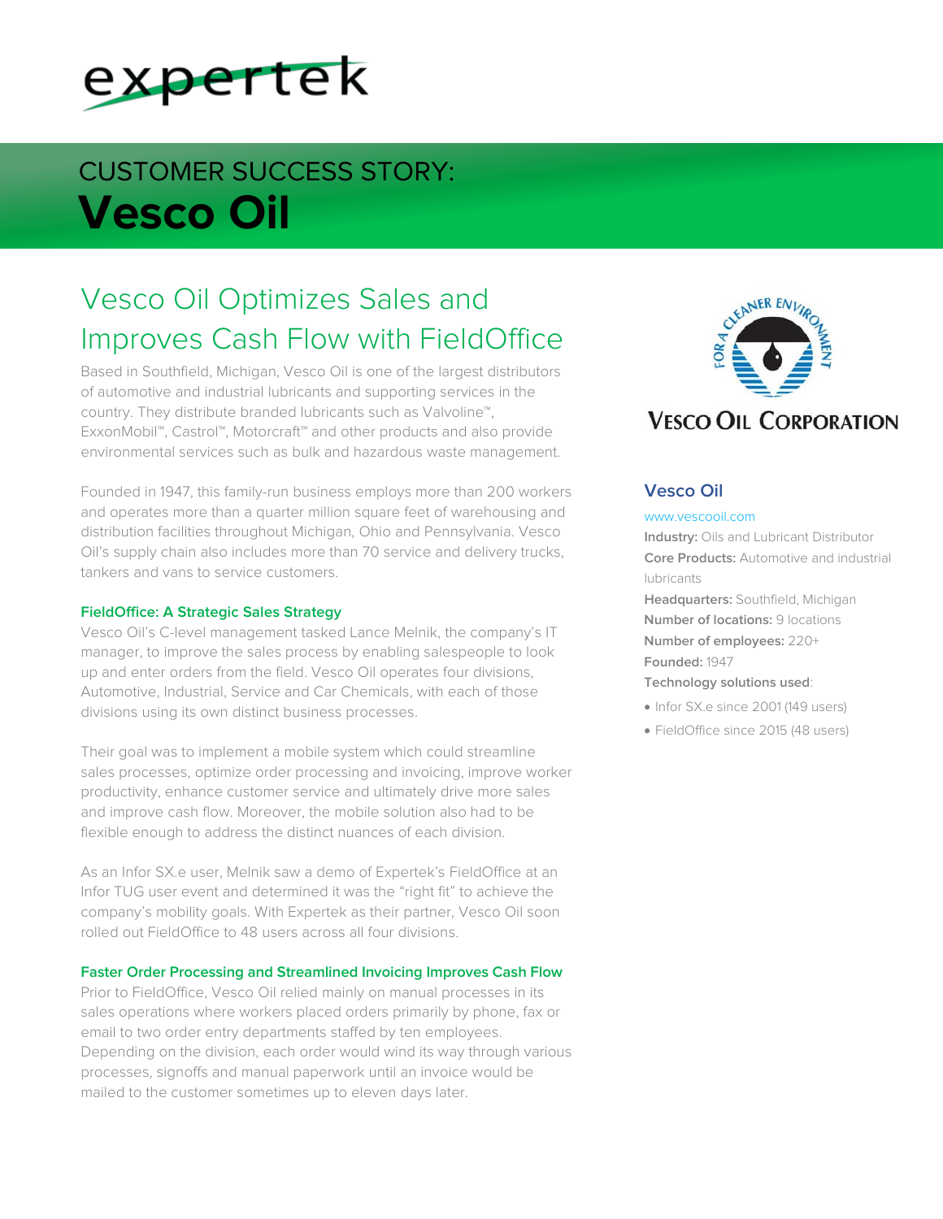expertek

# CUSTOMER SUCCESS STORY: **Vesco Oil**

## Vesco Oil Optimizes Sales and Improves Cash Flow with FieldOffice

Based in Southfield, Michigan, Vesco Oil is one of the largest distributors of automotive and industrial lubricants and supporting services in the country. They distribute branded lubricants such as Valvoline™, ExxonMobil™, Castrol™, Motorcraft™ and other products and also provide environmental services such as bulk and hazardous waste management.

Founded in 1947, this family-run business employs more than 200 workers and operates more than a quarter million square feet of warehousing and distribution facilities throughout Michigan, Ohio and Pennsylvania. Vesco Oil's supply chain also includes more than 70 service and delivery trucks, tankers and vans to service customers.

### FieldOffice: A Strategic Sales Strategy

Vesco Oil's C-level management tasked Lance Melnik, the company's IT manager, to improve the sales process by enabling salespeople to look up and enter orders from the field. Vesco Oil operates four divisions, Automotive, Industrial, Service and Car Chemicals, with each of those divisions using its own distinct business processes.

Their goal was to implement a mobile system which could streamline sales processes, optimize order processing and invoicing, improve worker productivity, enhance customer service and ultimately drive more sales and improve cash flow. Moreover, the mobile solution also had to be flexible enough to address the distinct nuances of each division.

As an Infor SX.e user, Melnik saw a demo of Expertek's FieldOffice at an Infor TUG user event and determined it was the "right fit" to achieve the company's mobility goals. With Expertek as their partner, Vesco Oil soon rolled out FieldOffice to 48 users across all four divisions.

### Faster Order Processing and Streamlined Invoicing Improves Cash Flow

Prior to FieldOffice, Vesco Oil relied mainly on manual processes in its sales operations where workers placed orders primarily by phone, fax or email to two order entry departments staffed by ten employees. Depending on the division, each order would wind its way through various processes, signoffs and manual paperwork until an invoice would be mailed to the customer sometimes up to eleven days later.

FOR A CLEANER ENVIRONMENT

VESCO OIL CORPORATION

### Vesco Oil

www.vescooil.com

**Industry:** Oils and Lubricant Distributor

**Core Products:** Automotive and industrial lubricants

**Headquarters:** Southfield, Michigan

**Number of locations:** 9 locations

**Number of employees:** 220+

**Founded:** 1947

**Technology solutions used**:

- Infor SX.e since 2001 (149 users)
- FieldOffice since 2015 (48 users)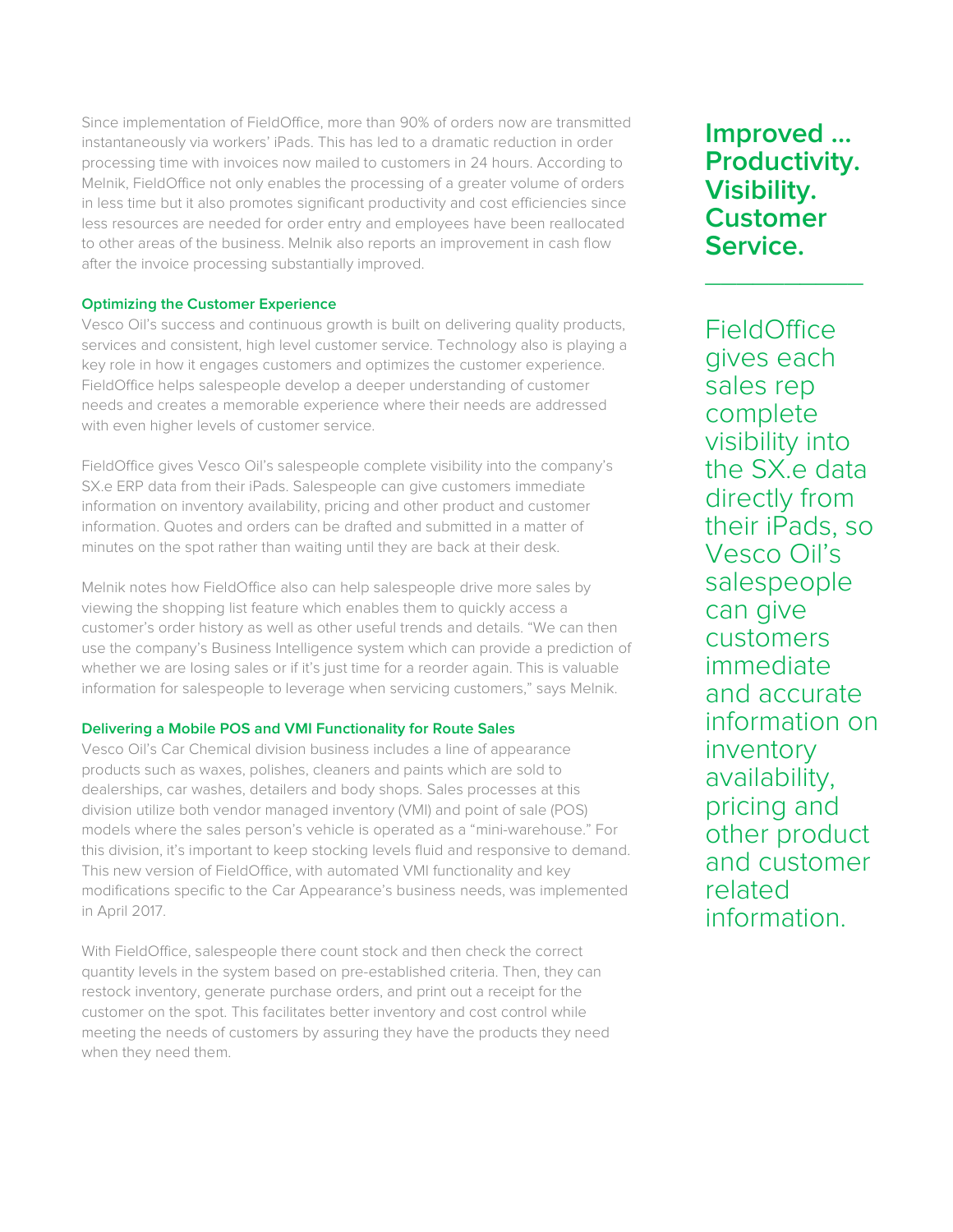Since implementation of FieldOffice, more than 90% of orders now are transmitted instantaneously via workers' iPads. This has led to a dramatic reduction in order processing time with invoices now mailed to customers in 24 hours. According to Melnik, FieldOffice not only enables the processing of a greater volume of orders in less time but it also promotes significant productivity and cost efficiencies since less resources are needed for order entry and employees have been reallocated to other areas of the business. Melnik also reports an improvement in cash flow after the invoice processing substantially improved.

### Optimizing the Customer Experience

Vesco Oil's success and continuous growth is built on delivering quality products, services and consistent, high level customer service. Technology also is playing a key role in how it engages customers and optimizes the customer experience. FieldOffice helps salespeople develop a deeper understanding of customer needs and creates a memorable experience where their needs are addressed with even higher levels of customer service.

FieldOffice gives Vesco Oil's salespeople complete visibility into the company's SX.e ERP data from their iPads. Salespeople can give customers immediate information on inventory availability, pricing and other product and customer information. Quotes and orders can be drafted and submitted in a matter of minutes on the spot rather than waiting until they are back at their desk.

Melnik notes how FieldOffice also can help salespeople drive more sales by viewing the shopping list feature which enables them to quickly access a customer's order history as well as other useful trends and details. "We can then use the company's Business Intelligence system which can provide a prediction of whether we are losing sales or if it's just time for a reorder again. This is valuable information for salespeople to leverage when servicing customers," says Melnik.

### Delivering a Mobile POS and VMI Functionality for Route Sales

Vesco Oil's Car Chemical division business includes a line of appearance products such as waxes, polishes, cleaners and paints which are sold to dealerships, car washes, detailers and body shops. Sales processes at this division utilize both vendor managed inventory (VMI) and point of sale (POS) models where the sales person's vehicle is operated as a "mini-warehouse." For this division, it's important to keep stocking levels fluid and responsive to demand. This new version of FieldOffice, with automated VMI functionality and key modifications specific to the Car Appearance's business needs, was implemented in April 2017.

With FieldOffice, salespeople there count stock and then check the correct quantity levels in the system based on pre-established criteria. Then, they can restock inventory, generate purchase orders, and print out a receipt for the customer on the spot. This facilitates better inventory and cost control while meeting the needs of customers by assuring they have the products they need when they need them.

**Improved ... Productivity. Visibility. Customer Service.**

---

FieldOffice gives each sales rep complete visibility into the SX.e data directly from their iPads, so Vesco Oil's salespeople can give customers immediate and accurate information on inventory availability, pricing and other product and customer related information.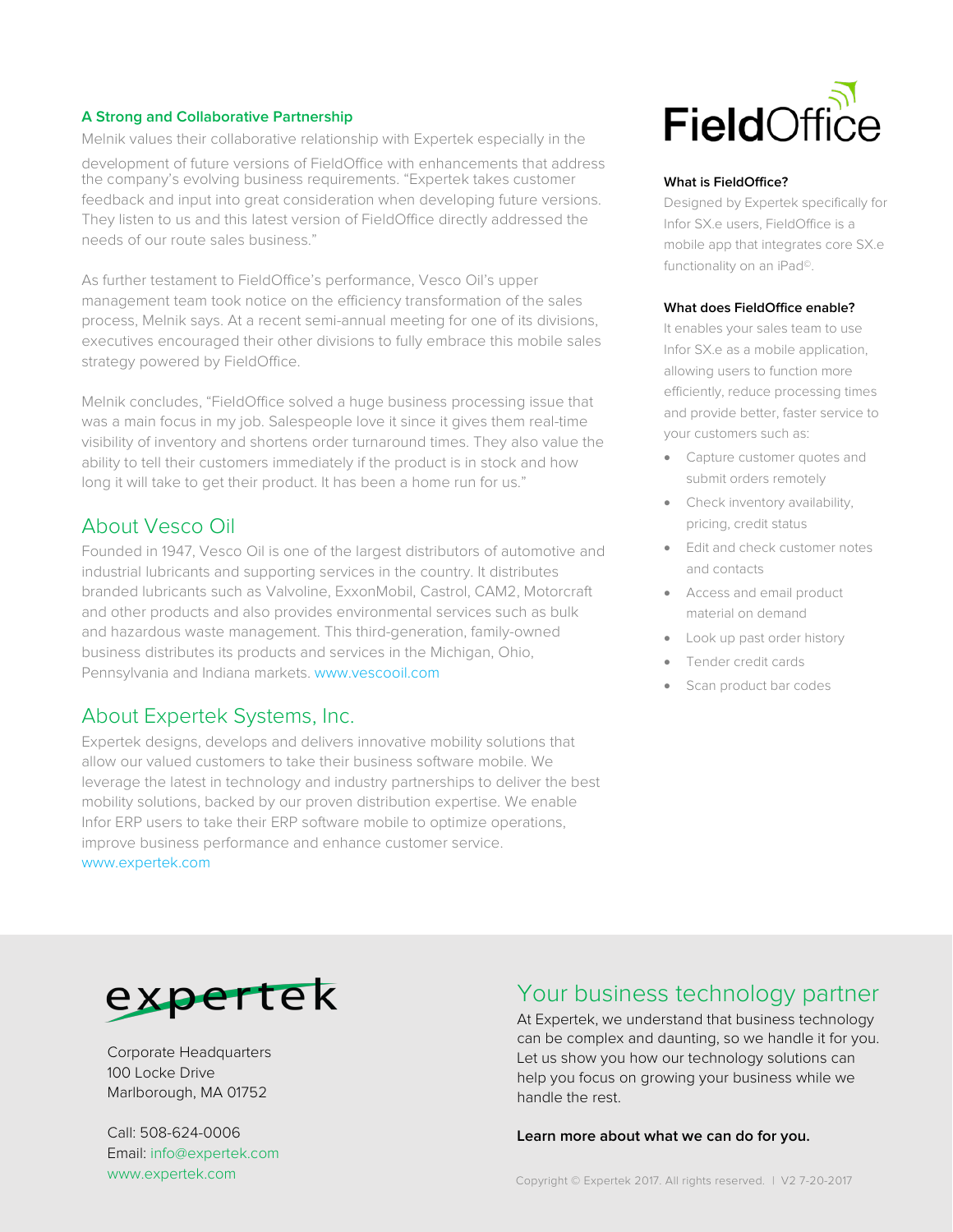### A Strong and Collaborative Partnership

Melnik values their collaborative relationship with Expertek especially in the development of future versions of FieldOffice with enhancements that address the company's evolving business requirements. "Expertek takes customer feedback and input into great consideration when developing future versions. They listen to us and this latest version of FieldOffice directly addressed the needs of our route sales business."

As further testament to FieldOffice's performance, Vesco Oil's upper management team took notice on the efficiency transformation of the sales process, Melnik says. At a recent semi-annual meeting for one of its divisions, executives encouraged their other divisions to fully embrace this mobile sales strategy powered by FieldOffice.

Melnik concludes, "FieldOffice solved a huge business processing issue that was a main focus in my job. Salespeople love it since it gives them real-time visibility of inventory and shortens order turnaround times. They also value the ability to tell their customers immediately if the product is in stock and how long it will take to get their product. It has been a home run for us."

## About Vesco Oil

Founded in 1947, Vesco Oil is one of the largest distributors of automotive and industrial lubricants and supporting services in the country. It distributes branded lubricants such as Valvoline, ExxonMobil, Castrol, CAM2, Motorcraft and other products and also provides environmental services such as bulk and hazardous waste management. This third-generation, family-owned business distributes its products and services in the Michigan, Ohio, Pennsylvania and Indiana markets. www.vescooil.com

## About Expertek Systems, Inc.

Expertek designs, develops and delivers innovative mobility solutions that allow our valued customers to take their business software mobile. We leverage the latest in technology and industry partnerships to deliver the best mobility solutions, backed by our proven distribution expertise. We enable Infor ERP users to take their ERP software mobile to optimize operations, improve business performance and enhance customer service.
www.expertek.com

# FieldOffice

### What is FieldOffice?

Designed by Expertek specifically for Infor SX.e users, FieldOffice is a mobile app that integrates core SX.e functionality on an iPad©.

### What does FieldOffice enable?

It enables your sales team to use Infor SX.e as a mobile application, allowing users to function more efficiently, reduce processing times and provide better, faster service to your customers such as:

- Capture customer quotes and submit orders remotely
- Check inventory availability, pricing, credit status
- Edit and check customer notes and contacts
- Access and email product material on demand
- Look up past order history
- Tender credit cards
- Scan product bar codes

expertek

Corporate Headquarters
100 Locke Drive
Marlborough, MA 01752

Call: 508-624-0006
Email: info@expertek.com
www.expertek.com

## Your business technology partner

At Expertek, we understand that business technology can be complex and daunting, so we handle it for you. Let us show you how our technology solutions can help you focus on growing your business while we handle the rest.

**Learn more about what we can do for you.**

Copyright © Expertek 2017. All rights reserved. | V2 7-20-2017